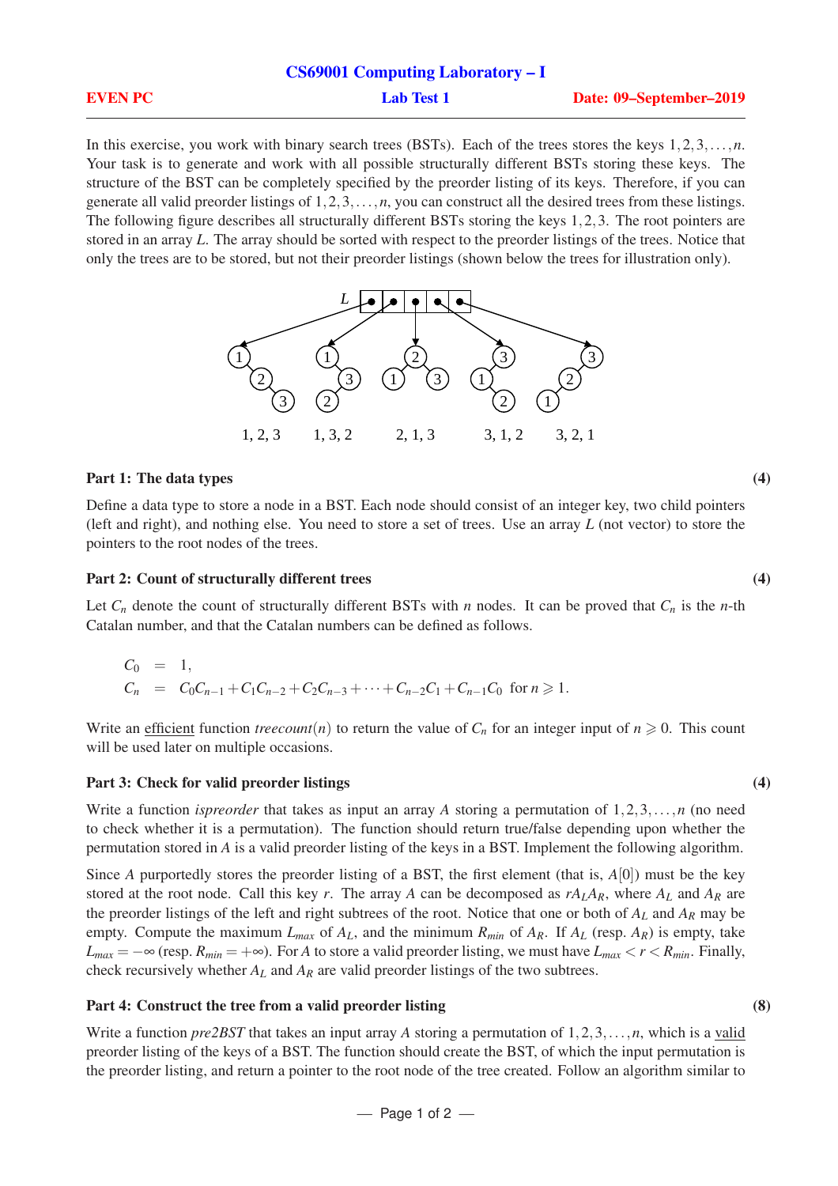# CS69001 Computing Laboratory – I

**EVEN PC** | **Lab Test 1** | **Date: 09–September–2019**

In this exercise, you work with binary search trees (BSTs). Each of the trees stores the keys $1, 2, 3, \ldots, n$. Your task is to generate and work with all possible structurally different BSTs storing these keys. The structure of the BST can be completely specified by the preorder listing of its keys. Therefore, if you can generate all valid preorder listings of $1, 2, 3, \ldots, n$, you can construct all the desired trees from these listings. The following figure describes all structurally different BSTs storing the keys $1, 2, 3$. The root pointers are stored in an array $L$. The array should be sorted with respect to the preorder listings of the trees. Notice that only the trees are to be stored, but not their preorder listings (shown below the trees for illustration only).

1, 2, 3 &nbsp;&nbsp;&nbsp; 1, 3, 2 &nbsp;&nbsp;&nbsp; 2, 1, 3 &nbsp;&nbsp;&nbsp; 3, 1, 2 &nbsp;&nbsp;&nbsp; 3, 2, 1

### Part 1: The data types (4)

Define a data type to store a node in a BST. Each node should consist of an integer key, two child pointers (left and right), and nothing else. You need to store a set of trees. Use an array $L$ (not vector) to store the pointers to the root nodes of the trees.

### Part 2: Count of structurally different trees (4)

Let $C_n$ denote the count of structurally different BSTs with $n$ nodes. It can be proved that $C_n$ is the $n$-th Catalan number, and that the Catalan numbers can be defined as follows.

$$
\begin{aligned}
C_0 &= 1, \\
C_n &= C_0C_{n-1} + C_1C_{n-2} + C_2C_{n-3} + \cdots + C_{n-2}C_1 + C_{n-1}C_0 \quad \text{for } n \geqslant 1.
\end{aligned}
$$

Write an efficient function *treecount*$(n)$ to return the value of $C_n$ for an integer input of $n \geqslant 0$. This count will be used later on multiple occasions.

### Part 3: Check for valid preorder listings (4)

Write a function *ispreorder* that takes as input an array $A$ storing a permutation of $1, 2, 3, \ldots, n$ (no need to check whether it is a permutation). The function should return true/false depending upon whether the permutation stored in $A$ is a valid preorder listing of the keys in a BST. Implement the following algorithm.

Since $A$ purportedly stores the preorder listing of a BST, the first element (that is, $A[0]$) must be the key stored at the root node. Call this key $r$. The array $A$ can be decomposed as $rA_LA_R$, where $A_L$ and $A_R$ are the preorder listings of the left and right subtrees of the root. Notice that one or both of $A_L$ and $A_R$ may be empty. Compute the maximum $L_{max}$ of $A_L$, and the minimum $R_{min}$ of $A_R$. If $A_L$ (resp. $A_R$) is empty, take $L_{max} = -\infty$ (resp. $R_{min} = +\infty$). For $A$ to store a valid preorder listing, we must have $L_{max} < r < R_{min}$. Finally, check recursively whether $A_L$ and $A_R$ are valid preorder listings of the two subtrees.

### Part 4: Construct the tree from a valid preorder listing (8)

Write a function *pre2BST* that takes an input array $A$ storing a permutation of $1, 2, 3, \ldots, n$, which is a valid preorder listing of the keys of a BST. The function should create the BST, of which the input permutation is the preorder listing, and return a pointer to the root node of the tree created. Follow an algorithm similar to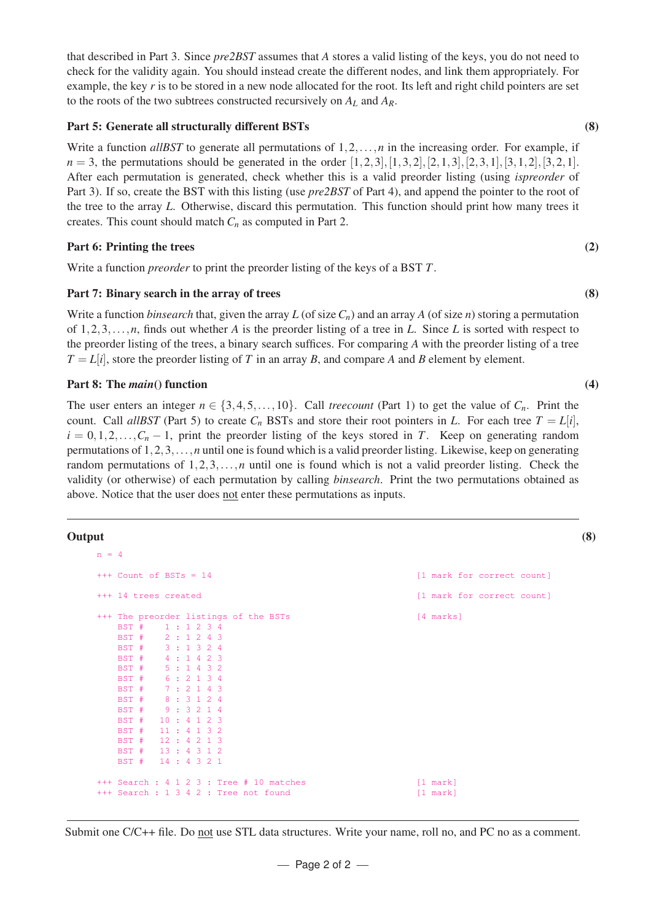that described in Part 3. Since *pre2BST* assumes that $A$ stores a valid listing of the keys, you do not need to check for the validity again. You should instead create the different nodes, and link them appropriately. For example, the key $r$ is to be stored in a new node allocated for the root. Its left and right child pointers are set to the roots of the two subtrees constructed recursively on $A_L$ and $A_R$.

### Part 5: Generate all structurally different BSTs **(8)**

Write a function *allBST* to generate all permutations of $1,2,\ldots,n$ in the increasing order. For example, if $n = 3$, the permutations should be generated in the order $[1,2,3],[1,3,2],[2,1,3],[2,3,1],[3,1,2],[3,2,1]$. After each permutation is generated, check whether this is a valid preorder listing (using *ispreorder* of Part 3). If so, create the BST with this listing (use *pre2BST* of Part 4), and append the pointer to the root of the tree to the array $L$. Otherwise, discard this permutation. This function should print how many trees it creates. This count should match $C_n$ as computed in Part 2.

### Part 6: Printing the trees **(2)**

Write a function *preorder* to print the preorder listing of the keys of a BST $T$.

### Part 7: Binary search in the array of trees **(8)**

Write a function *binsearch* that, given the array $L$ (of size $C_n$) and an array $A$ (of size $n$) storing a permutation of $1,2,3,\ldots,n$, finds out whether $A$ is the preorder listing of a tree in $L$. Since $L$ is sorted with respect to the preorder listing of the trees, a binary search suffices. For comparing $A$ with the preorder listing of a tree $T = L[i]$, store the preorder listing of $T$ in an array $B$, and compare $A$ and $B$ element by element.

### Part 8: The *main*() function **(4)**

The user enters an integer $n \in \{3,4,5,\ldots,10\}$. Call *treecount* (Part 1) to get the value of $C_n$. Print the count. Call *allBST* (Part 5) to create $C_n$ BSTs and store their root pointers in $L$. For each tree $T = L[i]$, $i = 0,1,2,\ldots,C_n - 1$, print the preorder listing of the keys stored in $T$. Keep on generating random permutations of $1,2,3,\ldots,n$ until one is found which is a valid preorder listing. Likewise, keep on generating random permutations of $1,2,3,\ldots,n$ until one is found which is not a valid preorder listing. Check the validity (or otherwise) of each permutation by calling *binsearch*. Print the two permutations obtained as above. Notice that the user does not enter these permutations as inputs.

---

### Output **(8)**

```
n = 4

+++ Count of BSTs = 14                                  [1 mark for correct count]

+++ 14 trees created                                    [1 mark for correct count]

+++ The preorder listings of the BSTs                   [4 marks]
    BST #    1 : 1 2 3 4
    BST #    2 : 1 2 4 3
    BST #    3 : 1 3 2 4
    BST #    4 : 1 4 2 3
    BST #    5 : 1 4 3 2
    BST #    6 : 2 1 3 4
    BST #    7 : 2 1 4 3
    BST #    8 : 3 1 2 4
    BST #    9 : 3 2 1 4
    BST #   10 : 4 1 2 3
    BST #   11 : 4 1 3 2
    BST #   12 : 4 2 1 3
    BST #   13 : 4 3 1 2
    BST #   14 : 4 3 2 1

+++ Search : 4 1 2 3 : Tree # 10 matches                [1 mark]
+++ Search : 1 3 4 2 : Tree not found                   [1 mark]
```

---

Submit one C/C++ file. Do not use STL data structures. Write your name, roll no, and PC no as a comment.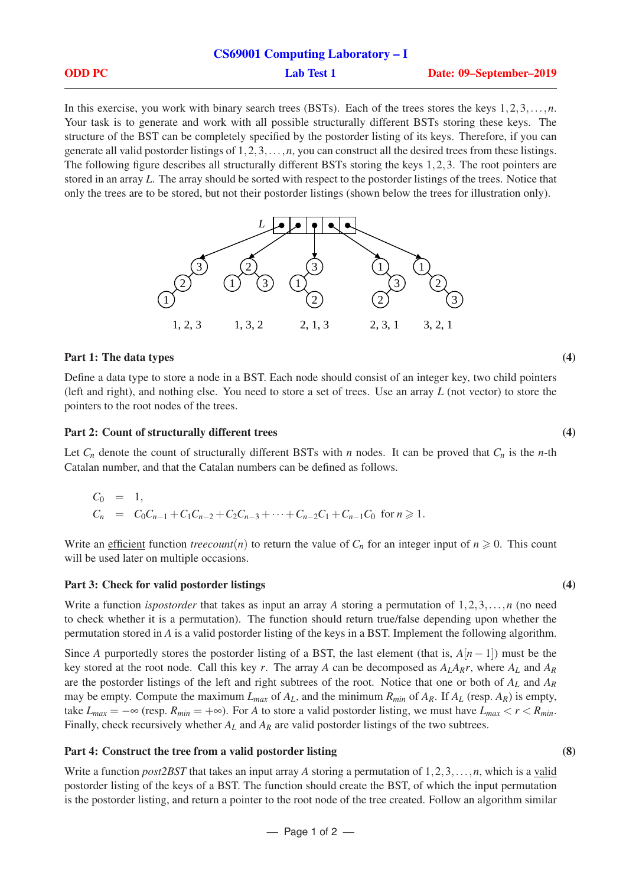# CS69001 Computing Laboratory – I

**ODD PC** | **Lab Test 1** | **Date: 09–September–2019**

In this exercise, you work with binary search trees (BSTs). Each of the trees stores the keys $1,2,3,\ldots,n$. Your task is to generate and work with all possible structurally different BSTs storing these keys. The structure of the BST can be completely specified by the postorder listing of its keys. Therefore, if you can generate all valid postorder listings of $1,2,3,\ldots,n$, you can construct all the desired trees from these listings. The following figure describes all structurally different BSTs storing the keys $1,2,3$. The root pointers are stored in an array $L$. The array should be sorted with respect to the postorder listings of the trees. Notice that only the trees are to be stored, but not their postorder listings (shown below the trees for illustration only).

1, 2, 3 &nbsp;&nbsp;&nbsp; 1, 3, 2 &nbsp;&nbsp;&nbsp; 2, 1, 3 &nbsp;&nbsp;&nbsp; 2, 3, 1 &nbsp;&nbsp;&nbsp; 3, 2, 1

### Part 1: The data types (4)

Define a data type to store a node in a BST. Each node should consist of an integer key, two child pointers (left and right), and nothing else. You need to store a set of trees. Use an array $L$ (not vector) to store the pointers to the root nodes of the trees.

### Part 2: Count of structurally different trees (4)

Let $C_n$ denote the count of structurally different BSTs with $n$ nodes. It can be proved that $C_n$ is the $n$-th Catalan number, and that the Catalan numbers can be defined as follows.

$$
\begin{aligned}
C_0 &= 1, \\
C_n &= C_0C_{n-1} + C_1C_{n-2} + C_2C_{n-3} + \cdots + C_{n-2}C_1 + C_{n-1}C_0 \quad \text{for } n \geqslant 1.
\end{aligned}
$$

Write an efficient function *treecount*$(n)$ to return the value of $C_n$ for an integer input of $n \geqslant 0$. This count will be used later on multiple occasions.

### Part 3: Check for valid postorder listings (4)

Write a function *ispostorder* that takes as input an array $A$ storing a permutation of $1,2,3,\ldots,n$ (no need to check whether it is a permutation). The function should return true/false depending upon whether the permutation stored in $A$ is a valid postorder listing of the keys in a BST. Implement the following algorithm.

Since $A$ purportedly stores the postorder listing of a BST, the last element (that is, $A[n-1]$) must be the key stored at the root node. Call this key $r$. The array $A$ can be decomposed as $A_LA_Rr$, where $A_L$ and $A_R$ are the postorder listings of the left and right subtrees of the root. Notice that one or both of $A_L$ and $A_R$ may be empty. Compute the maximum $L_{max}$ of $A_L$, and the minimum $R_{min}$ of $A_R$. If $A_L$ (resp. $A_R$) is empty, take $L_{max} = -\infty$ (resp. $R_{min} = +\infty$). For $A$ to store a valid postorder listing, we must have $L_{max} < r < R_{min}$. Finally, check recursively whether $A_L$ and $A_R$ are valid postorder listings of the two subtrees.

### Part 4: Construct the tree from a valid postorder listing (8)

Write a function *post2BST* that takes an input array $A$ storing a permutation of $1,2,3,\ldots,n$, which is a valid postorder listing of the keys of a BST. The function should create the BST, of which the input permutation is the postorder listing, and return a pointer to the root node of the tree created. Follow an algorithm similar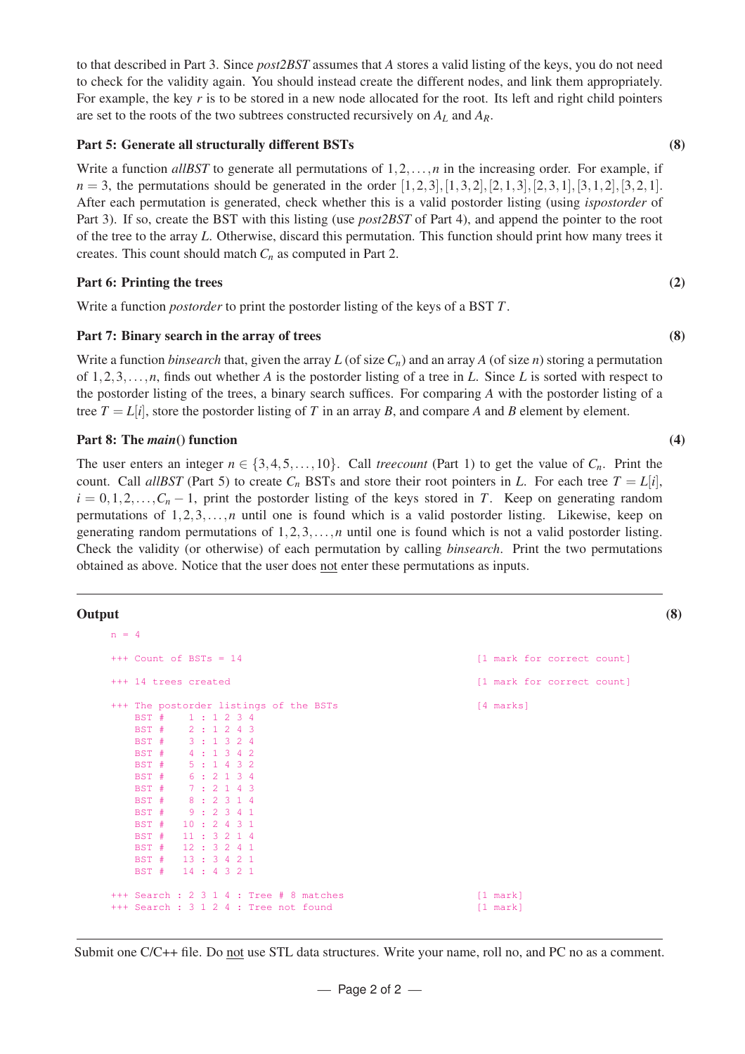to that described in Part 3. Since *post2BST* assumes that $A$ stores a valid listing of the keys, you do not need to check for the validity again. You should instead create the different nodes, and link them appropriately. For example, the key $r$ is to be stored in a new node allocated for the root. Its left and right child pointers are set to the roots of the two subtrees constructed recursively on $A_L$ and $A_R$.

### Part 5: Generate all structurally different BSTs **(8)**

Write a function *allBST* to generate all permutations of $1, 2, \ldots, n$ in the increasing order. For example, if $n = 3$, the permutations should be generated in the order $[1,2,3], [1,3,2], [2,1,3], [2,3,1], [3,1,2], [3,2,1]$. After each permutation is generated, check whether this is a valid postorder listing (using *ispostorder* of Part 3). If so, create the BST with this listing (use *post2BST* of Part 4), and append the pointer to the root of the tree to the array $L$. Otherwise, discard this permutation. This function should print how many trees it creates. This count should match $C_n$ as computed in Part 2.

### Part 6: Printing the trees **(2)**

Write a function *postorder* to print the postorder listing of the keys of a BST $T$.

### Part 7: Binary search in the array of trees **(8)**

Write a function *binsearch* that, given the array $L$ (of size $C_n$) and an array $A$ (of size $n$) storing a permutation of $1, 2, 3, \ldots, n$, finds out whether $A$ is the postorder listing of a tree in $L$. Since $L$ is sorted with respect to the postorder listing of the trees, a binary search suffices. For comparing $A$ with the postorder listing of a tree $T = L[i]$, store the postorder listing of $T$ in an array $B$, and compare $A$ and $B$ element by element.

### Part 8: The *main*() function **(4)**

The user enters an integer $n \in \{3, 4, 5, \ldots, 10\}$. Call *treecount* (Part 1) to get the value of $C_n$. Print the count. Call *allBST* (Part 5) to create $C_n$ BSTs and store their root pointers in $L$. For each tree $T = L[i]$, $i = 0, 1, 2, \ldots, C_n - 1$, print the postorder listing of the keys stored in $T$. Keep on generating random permutations of $1, 2, 3, \ldots, n$ until one is found which is a valid postorder listing. Likewise, keep on generating random permutations of $1, 2, 3, \ldots, n$ until one is found which is not a valid postorder listing. Check the validity (or otherwise) of each permutation by calling *binsearch*. Print the two permutations obtained as above. Notice that the user does not enter these permutations as inputs.

---

### Output **(8)**

```
n = 4

+++ Count of BSTs = 14                                    [1 mark for correct count]

+++ 14 trees created                                      [1 mark for correct count]

+++ The postorder listings of the BSTs                    [4 marks]
    BST #    1 : 1 2 3 4
    BST #    2 : 1 2 4 3
    BST #    3 : 1 3 2 4
    BST #    4 : 1 3 4 2
    BST #    5 : 1 4 3 2
    BST #    6 : 2 1 3 4
    BST #    7 : 2 1 4 3
    BST #    8 : 2 3 1 4
    BST #    9 : 2 3 4 1
    BST #   10 : 2 4 3 1
    BST #   11 : 3 2 1 4
    BST #   12 : 3 2 4 1
    BST #   13 : 3 4 2 1
    BST #   14 : 4 3 2 1

+++ Search : 2 3 1 4 : Tree # 8 matches                   [1 mark]
+++ Search : 3 1 2 4 : Tree not found                     [1 mark]
```

---

Submit one C/C++ file. Do not use STL data structures. Write your name, roll no, and PC no as a comment.